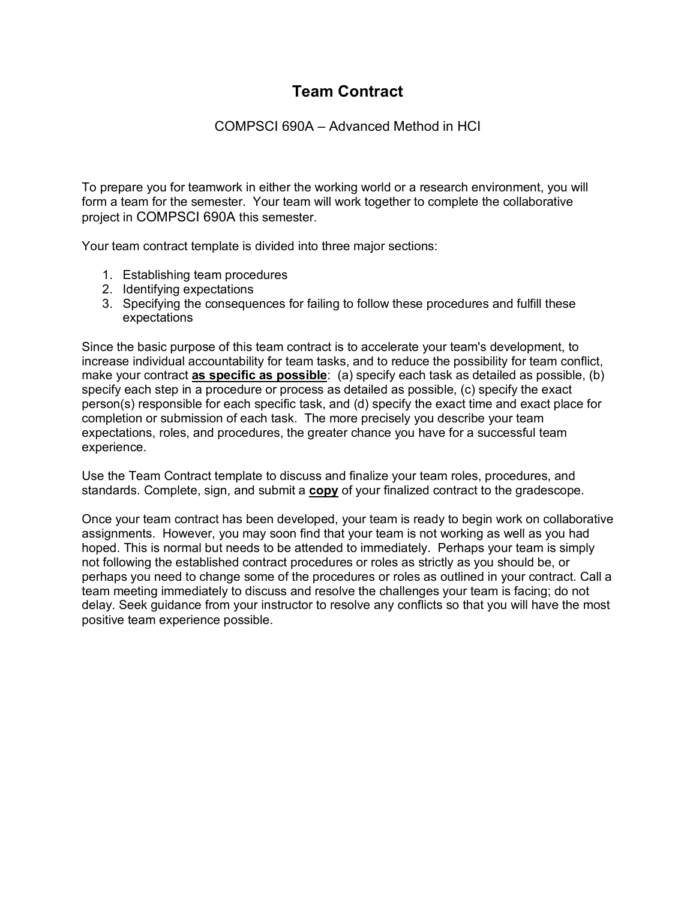# Team Contract

COMPSCI 690A – Advanced Method in HCI

To prepare you for teamwork in either the working world or a research environment, you will form a team for the semester. Your team will work together to complete the collaborative project in COMPSCI 690A this semester.

Your team contract template is divided into three major sections:

1. Establishing team procedures
2. Identifying expectations
3. Specifying the consequences for failing to follow these procedures and fulfill these expectations

Since the basic purpose of this team contract is to accelerate your team's development, to increase individual accountability for team tasks, and to reduce the possibility for team conflict, make your contract <u>**as specific as possible**</u>: (a) specify each task as detailed as possible, (b) specify each step in a procedure or process as detailed as possible, (c) specify the exact person(s) responsible for each specific task, and (d) specify the exact time and exact place for completion or submission of each task. The more precisely you describe your team expectations, roles, and procedures, the greater chance you have for a successful team experience.

Use the Team Contract template to discuss and finalize your team roles, procedures, and standards. Complete, sign, and submit a <u>**copy**</u> of your finalized contract to the gradescope.

Once your team contract has been developed, your team is ready to begin work on collaborative assignments. However, you may soon find that your team is not working as well as you had hoped. This is normal but needs to be attended to immediately. Perhaps your team is simply not following the established contract procedures or roles as strictly as you should be, or perhaps you need to change some of the procedures or roles as outlined in your contract. Call a team meeting immediately to discuss and resolve the challenges your team is facing; do not delay. Seek guidance from your instructor to resolve any conflicts so that you will have the most positive team experience possible.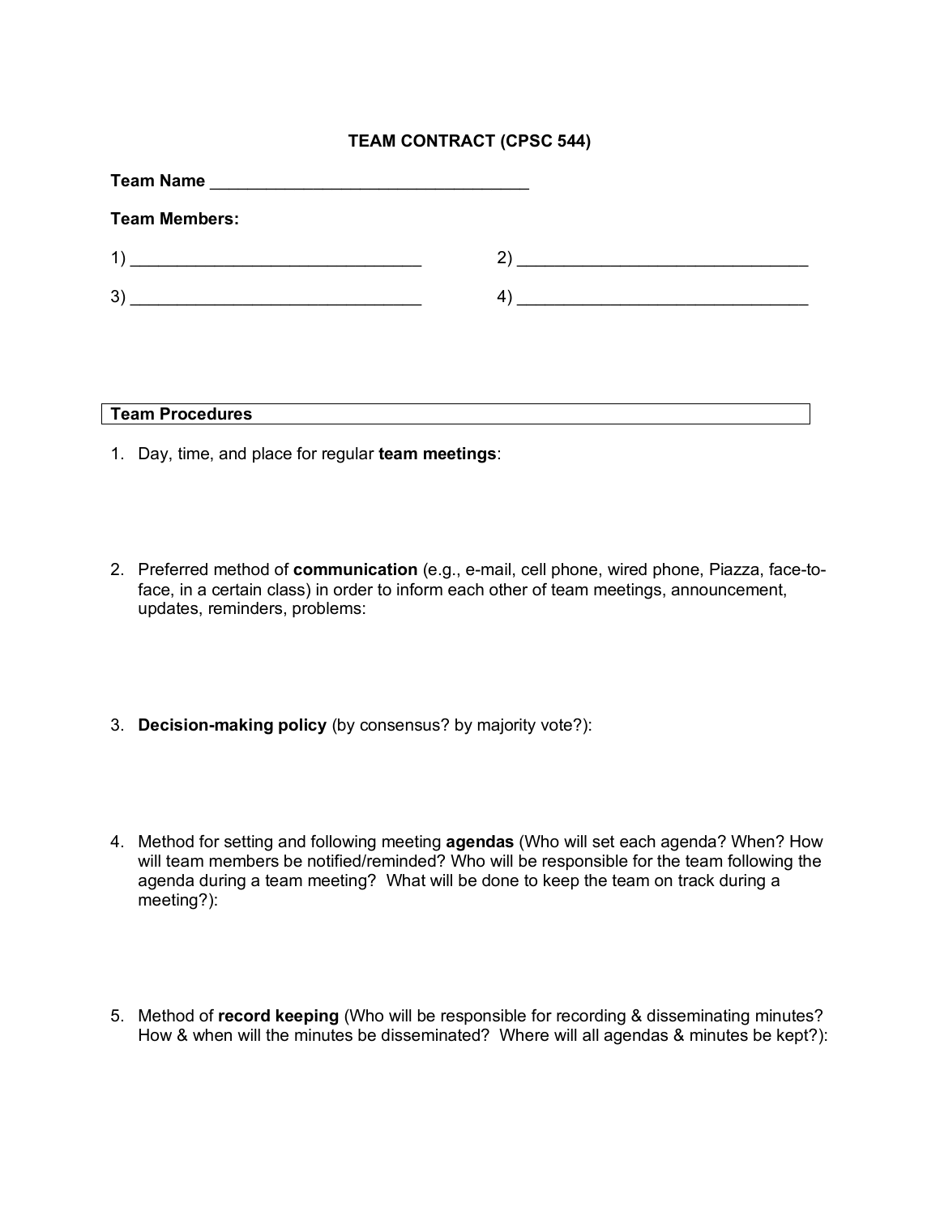**TEAM CONTRACT (CPSC 544)**

**Team Name** ________________________________

**Team Members:**

1) ______________________________ 2) ______________________________

3) ______________________________ 4) ______________________________

| **Team Procedures** |
|---|

1. Day, time, and place for regular **team meetings**:

2. Preferred method of **communication** (e.g., e-mail, cell phone, wired phone, Piazza, face-to-face, in a certain class) in order to inform each other of team meetings, announcement, updates, reminders, problems:

3. **Decision-making policy** (by consensus? by majority vote?):

4. Method for setting and following meeting **agendas** (Who will set each agenda? When? How will team members be notified/reminded? Who will be responsible for the team following the agenda during a team meeting? What will be done to keep the team on track during a meeting?):

5. Method of **record keeping** (Who will be responsible for recording & disseminating minutes? How & when will the minutes be disseminated? Where will all agendas & minutes be kept?):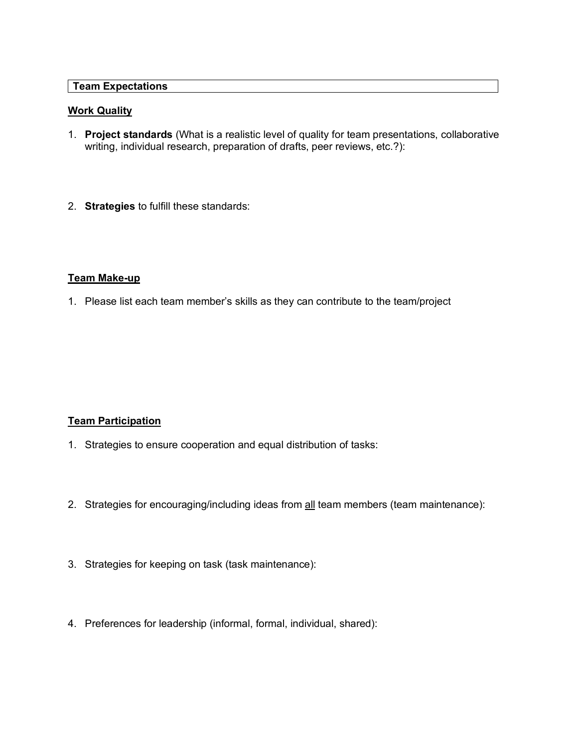## Team Expectations

### Work Quality

1. **Project standards** (What is a realistic level of quality for team presentations, collaborative writing, individual research, preparation of drafts, peer reviews, etc.?):

2. **Strategies** to fulfill these standards:

### Team Make-up

1. Please list each team member's skills as they can contribute to the team/project

### Team Participation

1. Strategies to ensure cooperation and equal distribution of tasks:

2. Strategies for encouraging/including ideas from <u>all</u> team members (team maintenance):

3. Strategies for keeping on task (task maintenance):

4. Preferences for leadership (informal, formal, individual, shared):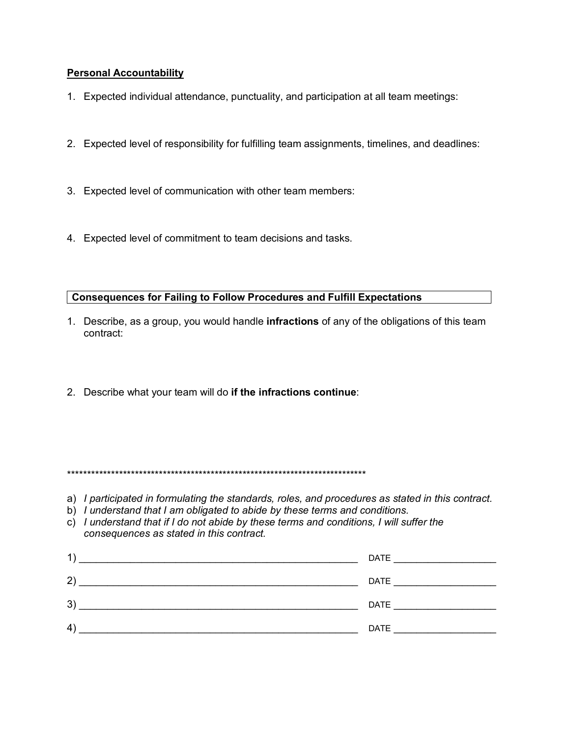**Personal Accountability**

1. Expected individual attendance, punctuality, and participation at all team meetings:

2. Expected level of responsibility for fulfilling team assignments, timelines, and deadlines:

3. Expected level of communication with other team members:

4. Expected level of commitment to team decisions and tasks.

**Consequences for Failing to Follow Procedures and Fulfill Expectations**

1. Describe, as a group, you would handle **infractions** of any of the obligations of this team contract:

2. Describe what your team will do **if the infractions continue**:

*******************************************************************************

a) *I participated in formulating the standards, roles, and procedures as stated in this contract.*
b) *I understand that I am obligated to abide by these terms and conditions.*
c) *I understand that if I do not abide by these terms and conditions, I will suffer the consequences as stated in this contract.*

1) ____________________________________________________ DATE ___________________

2) ____________________________________________________ DATE ___________________

3) ____________________________________________________ DATE ___________________

4) ____________________________________________________ DATE ___________________